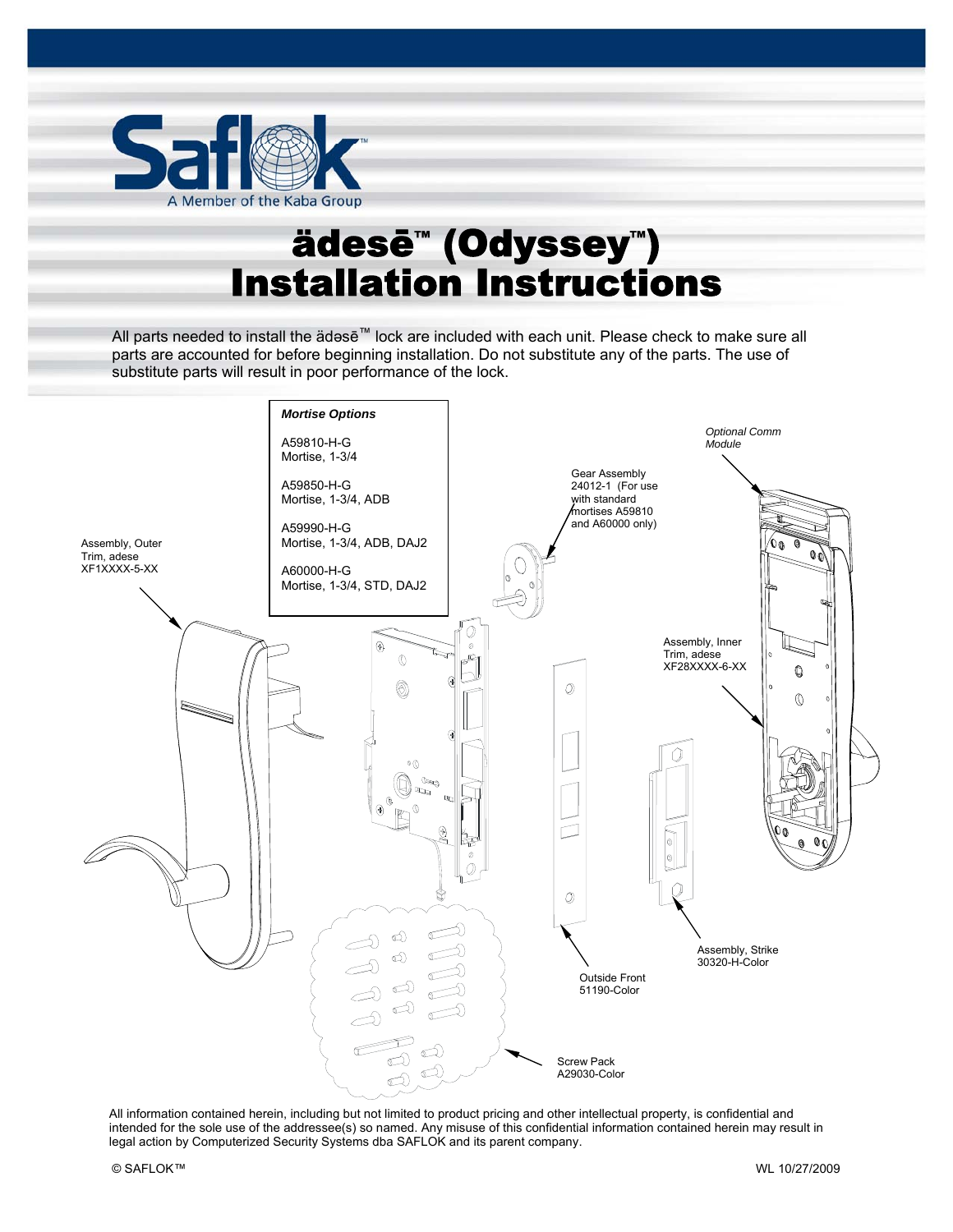Saflok

A Member of the Kaba Group

# ädesē™ (Odyssey™) Installation Instructions

All parts needed to install the ädəsē™ lock are included with each unit. Please check to make sure all parts are accounted for before beginning installation. Do not substitute any of the parts. The use of substitute parts will result in poor performance of the lock.

***Mortise Options***

A59810-H-G
Mortise, 1-3/4

A59850-H-G
Mortise, 1-3/4, ADB

A59990-H-G
Mortise, 1-3/4, ADB, DAJ2

A60000-H-G
Mortise, 1-3/4, STD, DAJ2

Assembly, Outer Trim, adese
XF1XXXX-5-XX

Gear Assembly
24012-1 (For use with standard mortises A59810 and A60000 only)

*Optional Comm Module*

Assembly, Inner Trim, adese
XF28XXXX-6-XX

Assembly, Strike
30320-H-Color

Outside Front
51190-Color

Screw Pack
A29030-Color

All information contained herein, including but not limited to product pricing and other intellectual property, is confidential and intended for the sole use of the addressee(s) so named. Any misuse of this confidential information contained herein may result in legal action by Computerized Security Systems dba SAFLOK and its parent company.

© SAFLOK™

WL 10/27/2009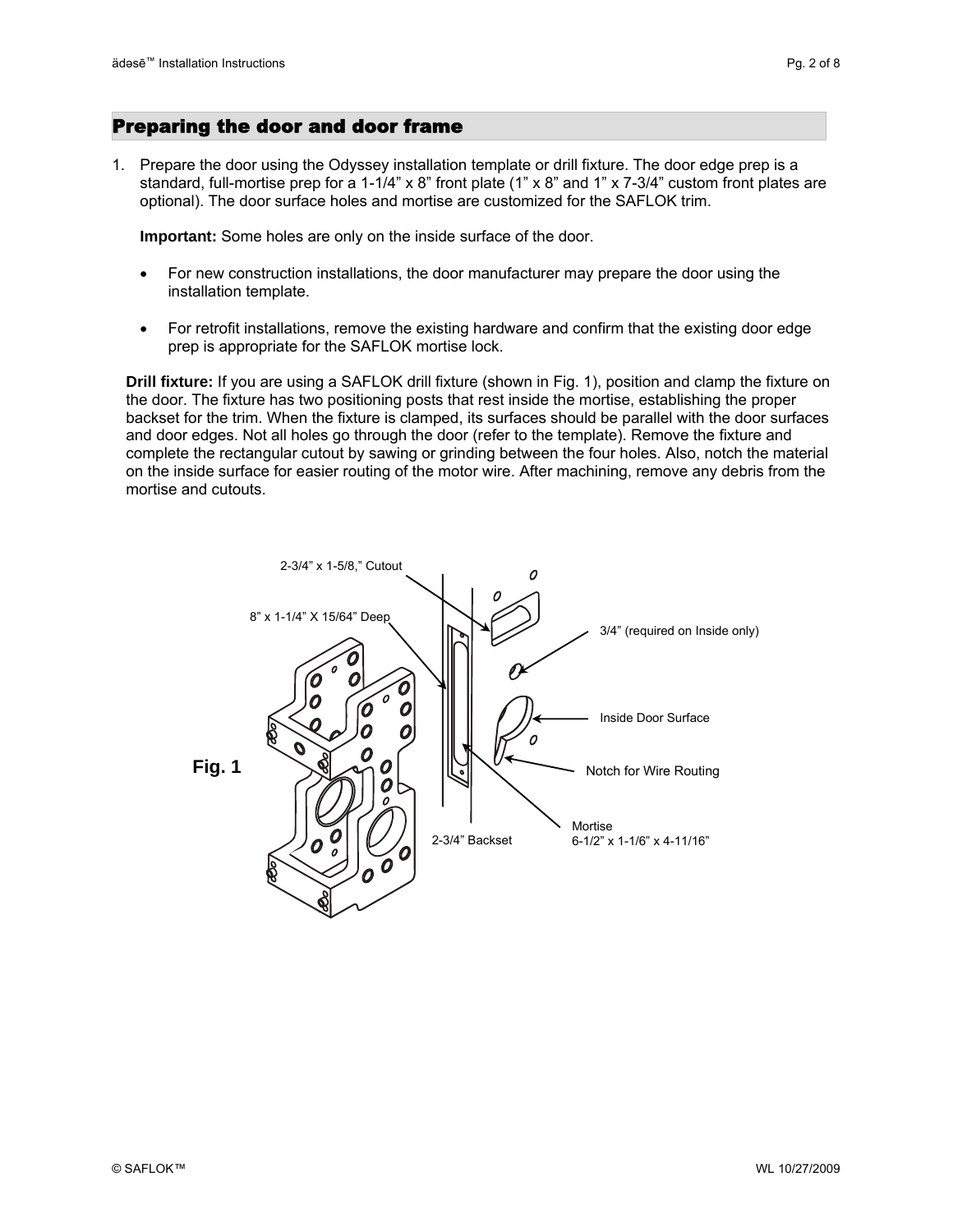## Preparing the door and door frame

1. Prepare the door using the Odyssey installation template or drill fixture. The door edge prep is a standard, full-mortise prep for a 1-1/4" x 8" front plate (1" x 8" and 1" x 7-3/4" custom front plates are optional). The door surface holes and mortise are customized for the SAFLOK trim.

   **Important:** Some holes are only on the inside surface of the door.

   - For new construction installations, the door manufacturer may prepare the door using the installation template.

   - For retrofit installations, remove the existing hardware and confirm that the existing door edge prep is appropriate for the SAFLOK mortise lock.

   **Drill fixture:** If you are using a SAFLOK drill fixture (shown in Fig. 1), position and clamp the fixture on the door. The fixture has two positioning posts that rest inside the mortise, establishing the proper backset for the trim. When the fixture is clamped, its surfaces should be parallel with the door surfaces and door edges. Not all holes go through the door (refer to the template). Remove the fixture and complete the rectangular cutout by sawing or grinding between the four holes. Also, notch the material on the inside surface for easier routing of the motor wire. After machining, remove any debris from the mortise and cutouts.

2-3/4" x 1-5/8," Cutout

8" x 1-1/4" X 15/64" Deep

3/4" (required on Inside only)

Inside Door Surface

Notch for Wire Routing

2-3/4" Backset

Mortise
6-1/2" x 1-1/6" x 4-11/16"

**Fig. 1**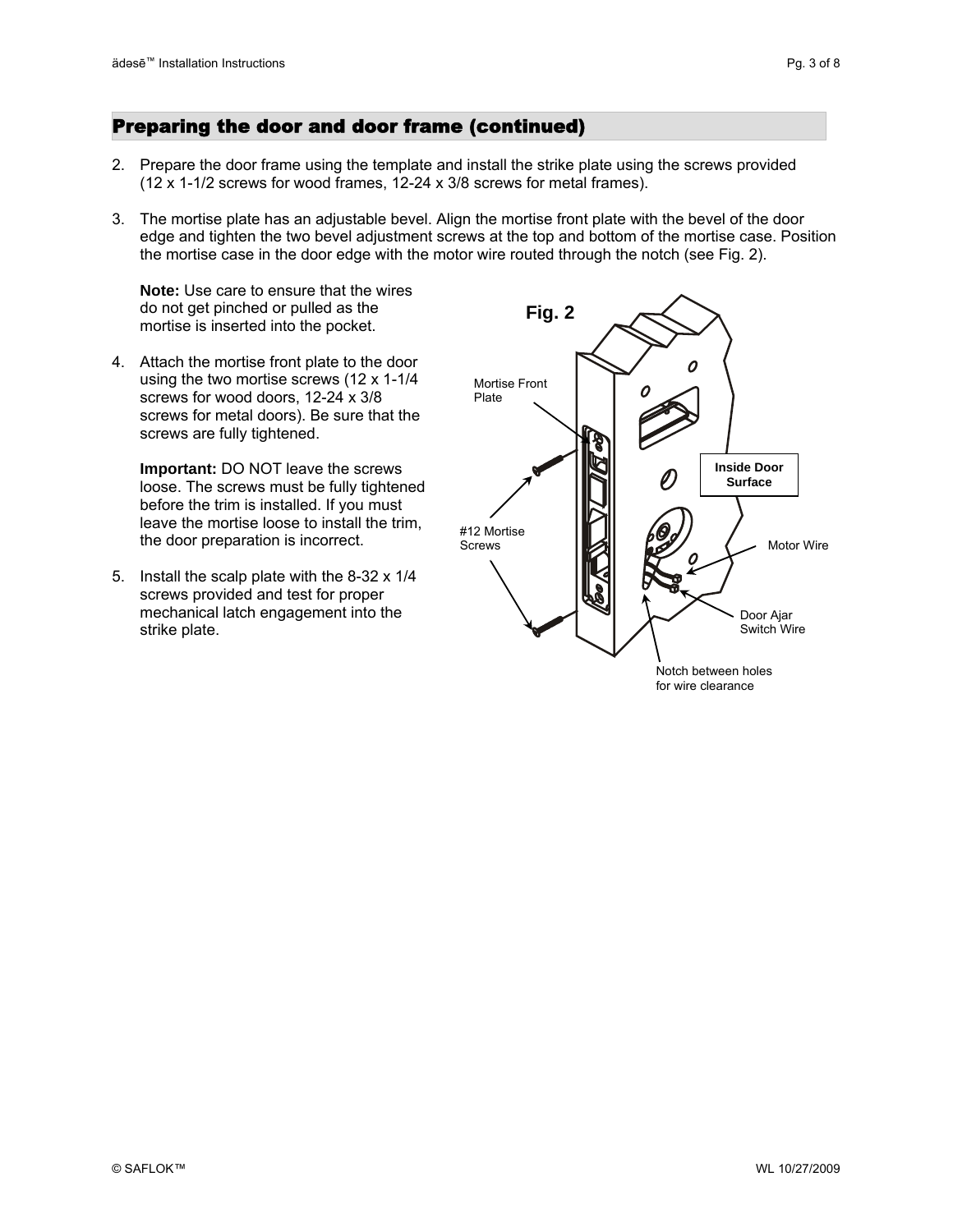## Preparing the door and door frame (continued)

2. Prepare the door frame using the template and install the strike plate using the screws provided (12 x 1-1/2 screws for wood frames, 12-24 x 3/8 screws for metal frames).

3. The mortise plate has an adjustable bevel. Align the mortise front plate with the bevel of the door edge and tighten the two bevel adjustment screws at the top and bottom of the mortise case. Position the mortise case in the door edge with the motor wire routed through the notch (see Fig. 2).

   **Note:** Use care to ensure that the wires do not get pinched or pulled as the mortise is inserted into the pocket.

4. Attach the mortise front plate to the door using the two mortise screws (12 x 1-1/4 screws for wood doors, 12-24 x 3/8 screws for metal doors). Be sure that the screws are fully tightened.

   **Important:** DO NOT leave the screws loose. The screws must be fully tightened before the trim is installed. If you must leave the mortise loose to install the trim, the door preparation is incorrect.

5. Install the scalp plate with the 8-32 x 1/4 screws provided and test for proper mechanical latch engagement into the strike plate.

**Fig. 2**

Mortise Front Plate

#12 Mortise Screws

Inside Door Surface

Motor Wire

Door Ajar Switch Wire

Notch between holes for wire clearance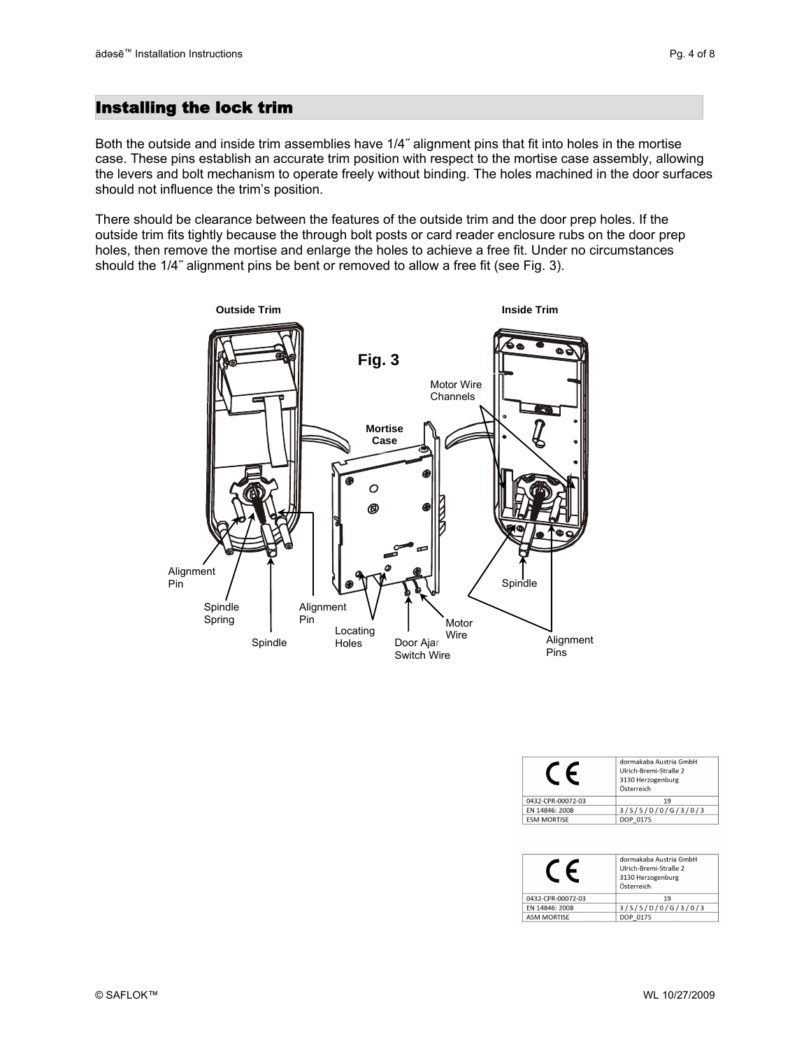## Installing the lock trim

Both the outside and inside trim assemblies have 1/4˝ alignment pins that fit into holes in the mortise case. These pins establish an accurate trim position with respect to the mortise case assembly, allowing the levers and bolt mechanism to operate freely without binding. The holes machined in the door surfaces should not influence the trim's position.

There should be clearance between the features of the outside trim and the door prep holes. If the outside trim fits tightly because the through bolt posts or card reader enclosure rubs on the door prep holes, then remove the mortise and enlarge the holes to achieve a free fit. Under no circumstances should the 1/4˝ alignment pins be bent or removed to allow a free fit (see Fig. 3).

Outside Trim | Inside Trim

Fig. 3

Motor Wire Channels, Mortise Case, Alignment Pin, Spindle Spring, Spindle, Alignment Pin, Locating Holes, Door Ajar Switch Wire, Motor Wire, Spindle, Alignment Pins

| CE | dormakaba Austria GmbH Ulrich-Bremi-Straße 2 3130 Herzogenburg Österreich |
|---|---|
| 0432-CPR-00072-03 | 19 |
| EN 14846: 2008 | 3 / S / 5 / D / 0 / G / 3 / 0 / 3 |
| ESM MORTISE | DOP_0175 |

| CE | dormakaba Austria GmbH Ulrich-Bremi-Straße 2 3130 Herzogenburg Österreich |
|---|---|
| 0432-CPR-00072-03 | 19 |
| EN 14846: 2008 | 3 / S / 5 / D / 0 / G / 3 / 0 / 3 |
| ASM MORTISE | DOP_0175 |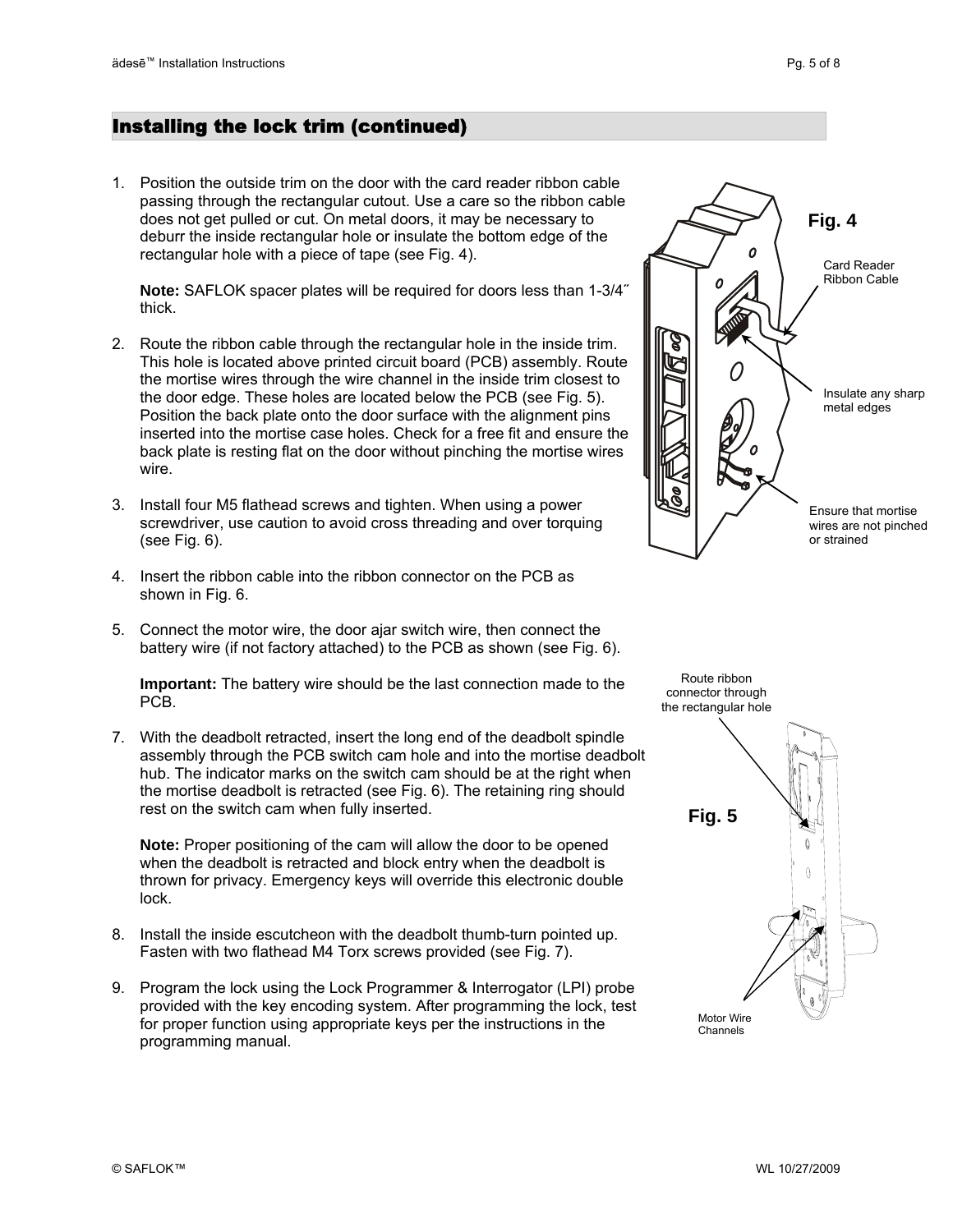## Installing the lock trim (continued)

1. Position the outside trim on the door with the card reader ribbon cable passing through the rectangular cutout. Use a care so the ribbon cable does not get pulled or cut. On metal doors, it may be necessary to deburr the inside rectangular hole or insulate the bottom edge of the rectangular hole with a piece of tape (see Fig. 4).

   **Note:** SAFLOK spacer plates will be required for doors less than 1-3/4″ thick.

2. Route the ribbon cable through the rectangular hole in the inside trim. This hole is located above printed circuit board (PCB) assembly. Route the mortise wires through the wire channel in the inside trim closest to the door edge. These holes are located below the PCB (see Fig. 5). Position the back plate onto the door surface with the alignment pins inserted into the mortise case holes. Check for a free fit and ensure the back plate is resting flat on the door without pinching the mortise wires wire.

3. Install four M5 flathead screws and tighten. When using a power screwdriver, use caution to avoid cross threading and over torquing (see Fig. 6).

4. Insert the ribbon cable into the ribbon connector on the PCB as shown in Fig. 6.

5. Connect the motor wire, the door ajar switch wire, then connect the battery wire (if not factory attached) to the PCB as shown (see Fig. 6).

   **Important:** The battery wire should be the last connection made to the PCB.

7. With the deadbolt retracted, insert the long end of the deadbolt spindle assembly through the PCB switch cam hole and into the mortise deadbolt hub. The indicator marks on the switch cam should be at the right when the mortise deadbolt is retracted (see Fig. 6). The retaining ring should rest on the switch cam when fully inserted.

   **Note:** Proper positioning of the cam will allow the door to be opened when the deadbolt is retracted and block entry when the deadbolt is thrown for privacy. Emergency keys will override this electronic double lock.

8. Install the inside escutcheon with the deadbolt thumb-turn pointed up. Fasten with two flathead M4 Torx screws provided (see Fig. 7).

9. Program the lock using the Lock Programmer & Interrogator (LPI) probe provided with the key encoding system. After programming the lock, test for proper function using appropriate keys per the instructions in the programming manual.

**Fig. 4**

Card Reader Ribbon Cable

Insulate any sharp metal edges

Ensure that mortise wires are not pinched or strained

**Fig. 5**

Route ribbon connector through the rectangular hole

Motor Wire Channels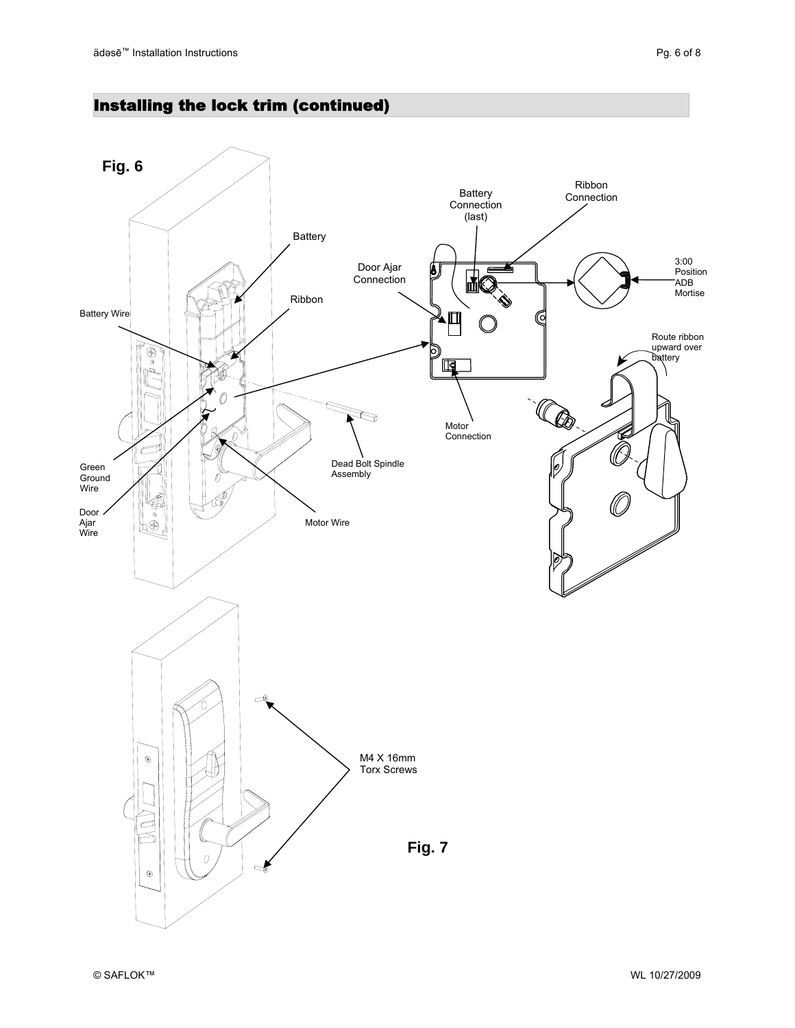## Installing the lock trim (continued)

**Fig. 6**

Battery Connection (last)

Ribbon Connection

Battery

Door Ajar Connection

Ribbon

3:00 Position ADB Mortise

Battery Wire

Route ribbon upward over battery

Motor Connection

Green Ground Wire

Dead Bolt Spindle Assembly

Door Ajar Wire

Motor Wire

M4 X 16mm Torx Screws

**Fig. 7**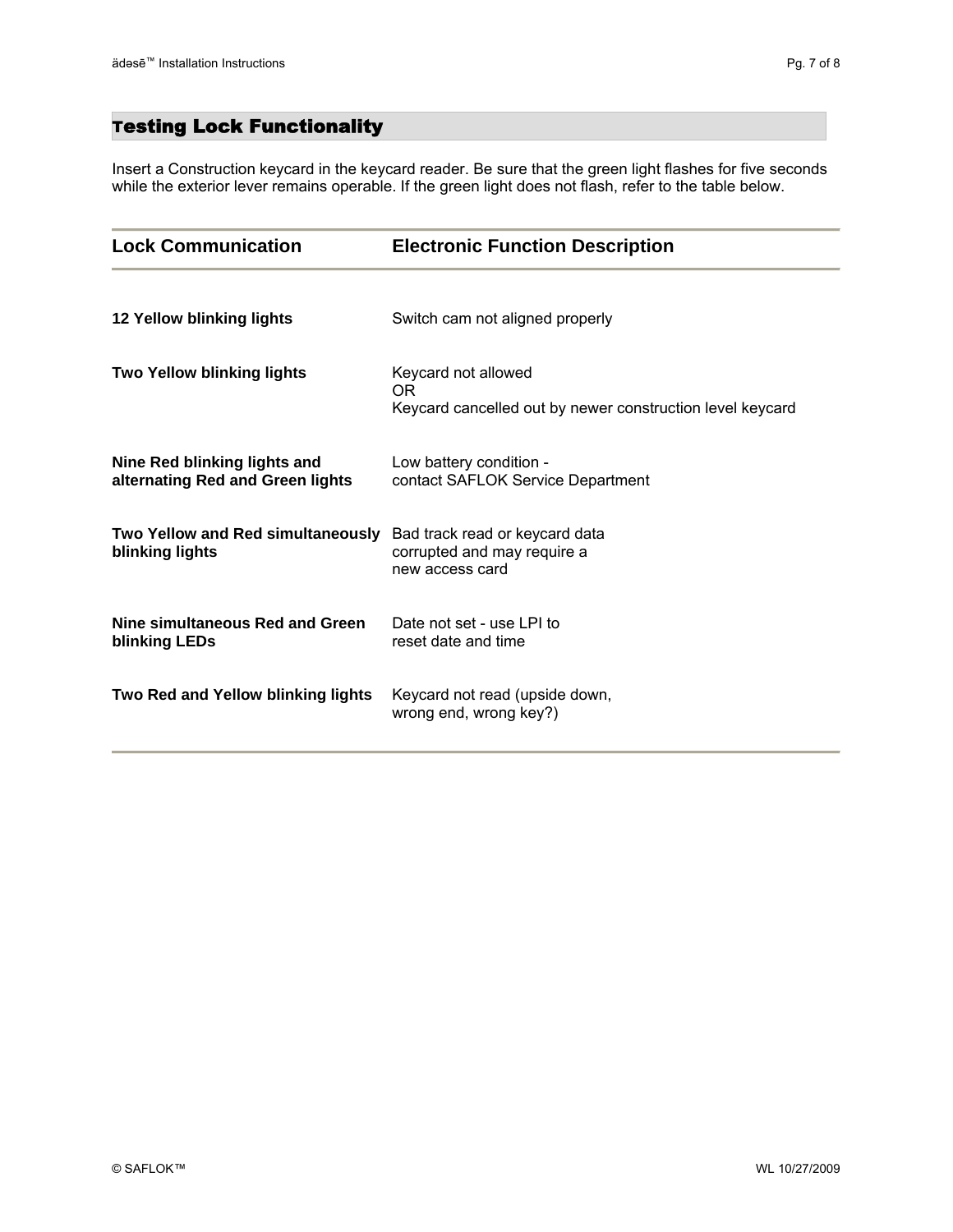## Testing Lock Functionality

Insert a Construction keycard in the keycard reader. Be sure that the green light flashes for five seconds while the exterior lever remains operable. If the green light does not flash, refer to the table below.

| Lock Communication | Electronic Function Description |
|---|---|
| **12 Yellow blinking lights** | Switch cam not aligned properly |
| **Two Yellow blinking lights** | Keycard not allowed<br>OR<br>Keycard cancelled out by newer construction level keycard |
| **Nine Red blinking lights and alternating Red and Green lights** | Low battery condition - contact SAFLOK Service Department |
| **Two Yellow and Red simultaneously blinking lights** | Bad track read or keycard data corrupted and may require a new access card |
| **Nine simultaneous Red and Green blinking LEDs** | Date not set - use LPI to reset date and time |
| **Two Red and Yellow blinking lights** | Keycard not read (upside down, wrong end, wrong key?) |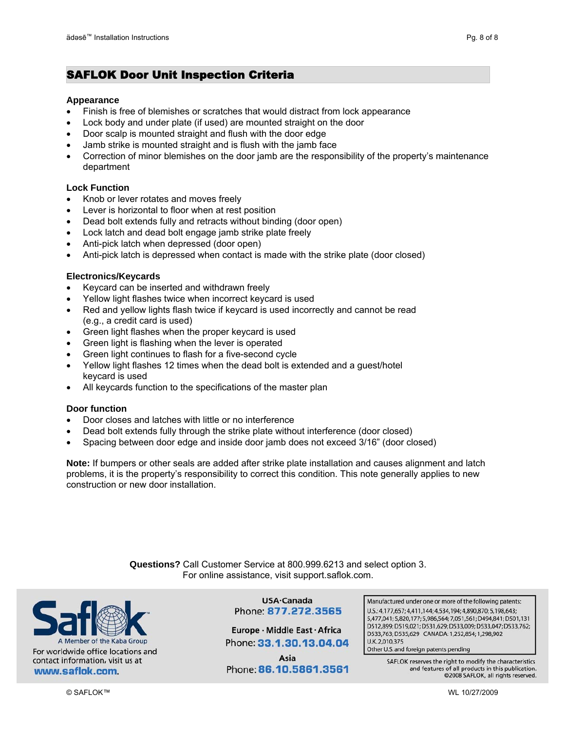## SAFLOK Door Unit Inspection Criteria

### Appearance

- Finish is free of blemishes or scratches that would distract from lock appearance
- Lock body and under plate (if used) are mounted straight on the door
- Door scalp is mounted straight and flush with the door edge
- Jamb strike is mounted straight and is flush with the jamb face
- Correction of minor blemishes on the door jamb are the responsibility of the property's maintenance department

### Lock Function

- Knob or lever rotates and moves freely
- Lever is horizontal to floor when at rest position
- Dead bolt extends fully and retracts without binding (door open)
- Lock latch and dead bolt engage jamb strike plate freely
- Anti-pick latch when depressed (door open)
- Anti-pick latch is depressed when contact is made with the strike plate (door closed)

### Electronics/Keycards

- Keycard can be inserted and withdrawn freely
- Yellow light flashes twice when incorrect keycard is used
- Red and yellow lights flash twice if keycard is used incorrectly and cannot be read (e.g., a credit card is used)
- Green light flashes when the proper keycard is used
- Green light is flashing when the lever is operated
- Green light continues to flash for a five-second cycle
- Yellow light flashes 12 times when the dead bolt is extended and a guest/hotel keycard is used
- All keycards function to the specifications of the master plan

### Door function

- Door closes and latches with little or no interference
- Dead bolt extends fully through the strike plate without interference (door closed)
- Spacing between door edge and inside door jamb does not exceed 3/16" (door closed)

**Note:** If bumpers or other seals are added after strike plate installation and causes alignment and latch problems, it is the property's responsibility to correct this condition. This note generally applies to new construction or new door installation.

**Questions?** Call Customer Service at 800.999.6213 and select option 3.
For online assistance, visit support.saflok.com.

Saflok
A Member of the Kaba Group
For worldwide office locations and contact information, visit us at **www.saflok.com**.

**USA·Canada**
Phone: **877.272.3565**

**Europe · Middle East · Africa**
Phone: **33.1.30.13.04.04**

**Asia**
Phone: **86.10.5861.3561**

Manufactured under one or more of the following patents:
U.S.: 4,177,657; 4,411,144; 4,534,194; 4,890,870; 5,198,643; 5,477,041; 5,820,177; 5,986,564; 7,051,561; D494,841; D501,131 D512,899; D519,021; D531,629; D533,009; D533,047; D533,762; D533,763; D535,629 CANADA: 1,252,854; 1,298,902
U.K. 2,010,375
Other U.S. and foreign patents pending

SAFLOK reserves the right to modify the characteristics and features of all products in this publication.
©2008 SAFLOK, all rights reserved.

© SAFLOK™

WL 10/27/2009